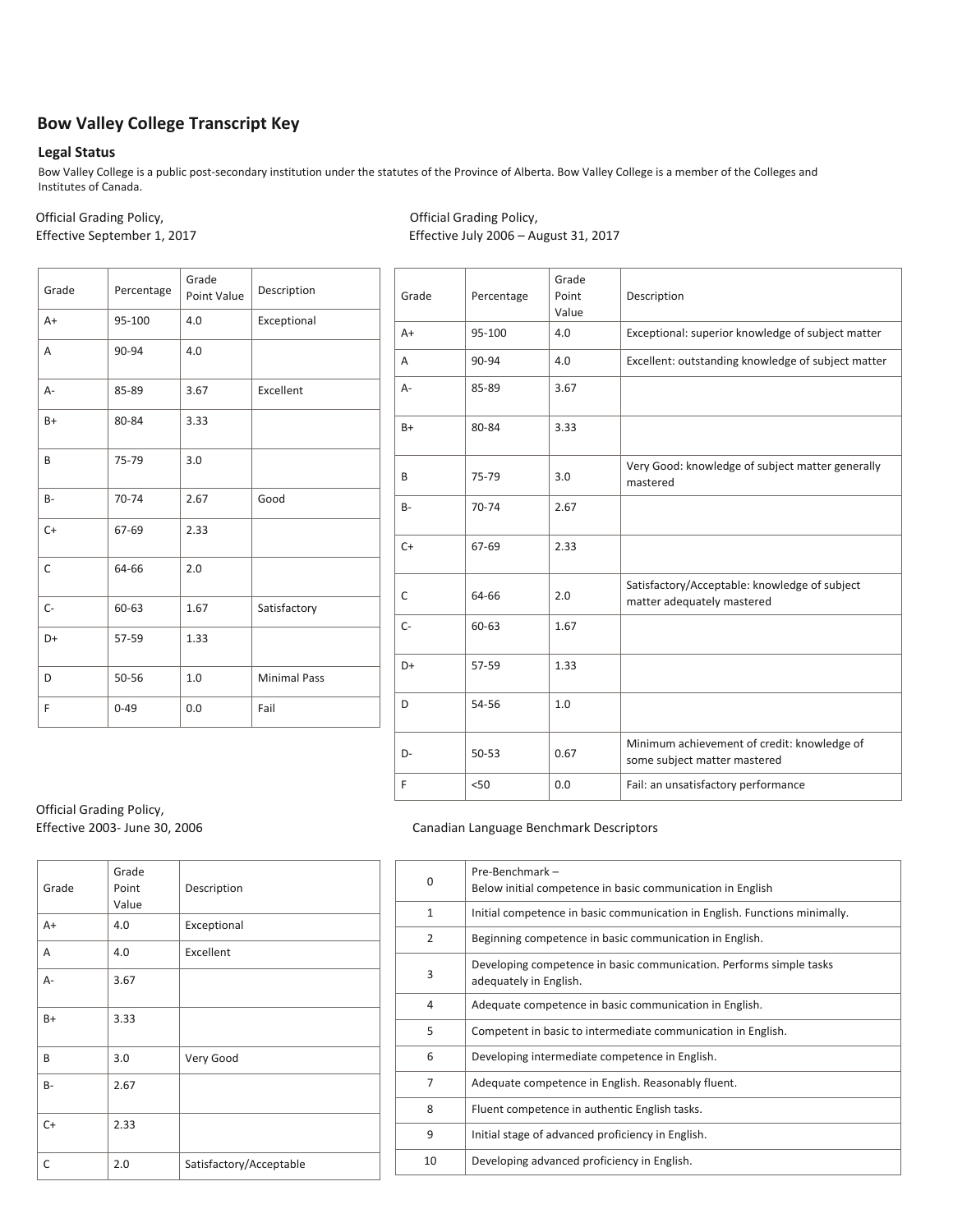# Bow Valley College Transcript Key

## Legal Status

Bow Valley College is a public post-secondary institution under the statutes of the Province of Alberta. Bow Valley College is a member of the Colleges and Institutes of Canada.

Official Grading Policy,
Effective September 1, 2017

| Grade | Percentage | Grade Point Value | Description |
|---|---|---|---|
| A+ | 95-100 | 4.0 | Exceptional |
| A | 90-94 | 4.0 | |
| A- | 85-89 | 3.67 | Excellent |
| B+ | 80-84 | 3.33 | |
| B | 75-79 | 3.0 | |
| B- | 70-74 | 2.67 | Good |
| C+ | 67-69 | 2.33 | |
| C | 64-66 | 2.0 | |
| C- | 60-63 | 1.67 | Satisfactory |
| D+ | 57-59 | 1.33 | |
| D | 50-56 | 1.0 | Minimal Pass |
| F | 0-49 | 0.0 | Fail |

Official Grading Policy,
Effective July 2006 – August 31, 2017

| Grade | Percentage | Grade Point Value | Description |
|---|---|---|---|
| A+ | 95-100 | 4.0 | Exceptional: superior knowledge of subject matter |
| A | 90-94 | 4.0 | Excellent: outstanding knowledge of subject matter |
| A- | 85-89 | 3.67 | |
| B+ | 80-84 | 3.33 | |
| B | 75-79 | 3.0 | Very Good: knowledge of subject matter generally mastered |
| B- | 70-74 | 2.67 | |
| C+ | 67-69 | 2.33 | |
| C | 64-66 | 2.0 | Satisfactory/Acceptable: knowledge of subject matter adequately mastered |
| C- | 60-63 | 1.67 | |
| D+ | 57-59 | 1.33 | |
| D | 54-56 | 1.0 | |
| D- | 50-53 | 0.67 | Minimum achievement of credit: knowledge of some subject matter mastered |
| F | <50 | 0.0 | Fail: an unsatisfactory performance |

Official Grading Policy,
Effective 2003- June 30, 2006

| Grade | Grade Point Value | Description |
|---|---|---|
| A+ | 4.0 | Exceptional |
| A | 4.0 | Excellent |
| A- | 3.67 | |
| B+ | 3.33 | |
| B | 3.0 | Very Good |
| B- | 2.67 | |
| C+ | 2.33 | |
| C | 2.0 | Satisfactory/Acceptable |

Canadian Language Benchmark Descriptors

| | |
|---|---|
| 0 | Pre-Benchmark – Below initial competence in basic communication in English |
| 1 | Initial competence in basic communication in English. Functions minimally. |
| 2 | Beginning competence in basic communication in English. |
| 3 | Developing competence in basic communication. Performs simple tasks adequately in English. |
| 4 | Adequate competence in basic communication in English. |
| 5 | Competent in basic to intermediate communication in English. |
| 6 | Developing intermediate competence in English. |
| 7 | Adequate competence in English. Reasonably fluent. |
| 8 | Fluent competence in authentic English tasks. |
| 9 | Initial stage of advanced proficiency in English. |
| 10 | Developing advanced proficiency in English. |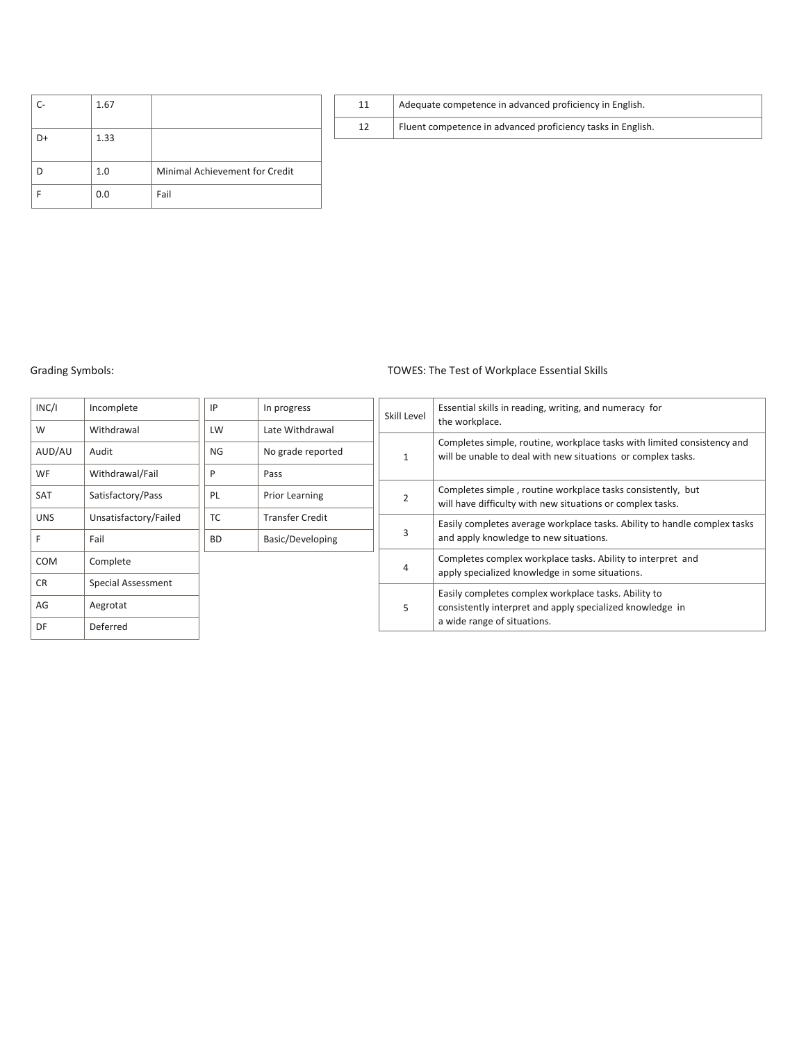| | | |
|---|---|---|
| C- | 1.67 | |
| D+ | 1.33 | |
| D | 1.0 | Minimal Achievement for Credit |
| F | 0.0 | Fail |

| | |
|---|---|
| 11 | Adequate competence in advanced proficiency in English. |
| 12 | Fluent competence in advanced proficiency tasks in English. |

Grading Symbols:

| | |
|---|---|
| INC/I | Incomplete |
| W | Withdrawal |
| AUD/AU | Audit |
| WF | Withdrawal/Fail |
| SAT | Satisfactory/Pass |
| UNS | Unsatisfactory/Failed |
| F | Fail |
| COM | Complete |
| CR | Special Assessment |
| AG | Aegrotat |
| DF | Deferred |

| | |
|---|---|
| IP | In progress |
| LW | Late Withdrawal |
| NG | No grade reported |
| P | Pass |
| PL | Prior Learning |
| TC | Transfer Credit |
| BD | Basic/Developing |

TOWES: The Test of Workplace Essential Skills

| Skill Level | Essential skills in reading, writing, and numeracy for the workplace. |
|---|---|
| 1 | Completes simple, routine, workplace tasks with limited consistency and will be unable to deal with new situations or complex tasks. |
| 2 | Completes simple , routine workplace tasks consistently, but will have difficulty with new situations or complex tasks. |
| 3 | Easily completes average workplace tasks. Ability to handle complex tasks and apply knowledge to new situations. |
| 4 | Completes complex workplace tasks. Ability to interpret and apply specialized knowledge in some situations. |
| 5 | Easily completes complex workplace tasks. Ability to consistently interpret and apply specialized knowledge in a wide range of situations. |